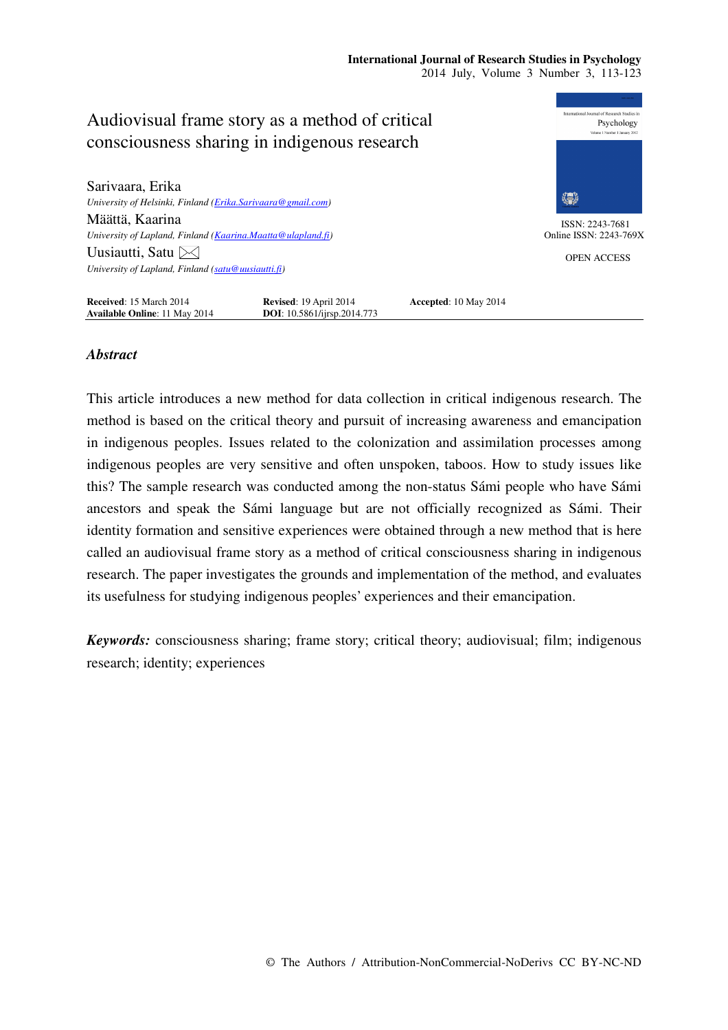# Audiovisual frame story as a method of critical consciousness sharing in indigenous research

**Sarivaara, Erika**
*University of Helsinki, Finland (Erika.Sarivaara@gmail.com)*

**Määttä, Kaarina**
*University of Lapland, Finland (Kaarina.Maatta@ulapland.fi)*

**Uusiautti, Satu**
*University of Lapland, Finland (satu@uusiautti.fi)*

ISSN: 2243-7681
Online ISSN: 2243-769X

OPEN ACCESS

**Received**: 15 March 2014 **Revised**: 19 April 2014 **Accepted**: 10 May 2014
**Available Online**: 11 May 2014 **DOI**: 10.5861/ijrsp.2014.773

## *Abstract*

This article introduces a new method for data collection in critical indigenous research. The method is based on the critical theory and pursuit of increasing awareness and emancipation in indigenous peoples. Issues related to the colonization and assimilation processes among indigenous peoples are very sensitive and often unspoken, taboos. How to study issues like this? The sample research was conducted among the non-status Sámi people who have Sámi ancestors and speak the Sámi language but are not officially recognized as Sámi. Their identity formation and sensitive experiences were obtained through a new method that is here called an audiovisual frame story as a method of critical consciousness sharing in indigenous research. The paper investigates the grounds and implementation of the method, and evaluates its usefulness for studying indigenous peoples' experiences and their emancipation.

***Keywords:*** consciousness sharing; frame story; critical theory; audiovisual; film; indigenous research; identity; experiences

© The Authors / Attribution-NonCommercial-NoDerivs CC BY-NC-ND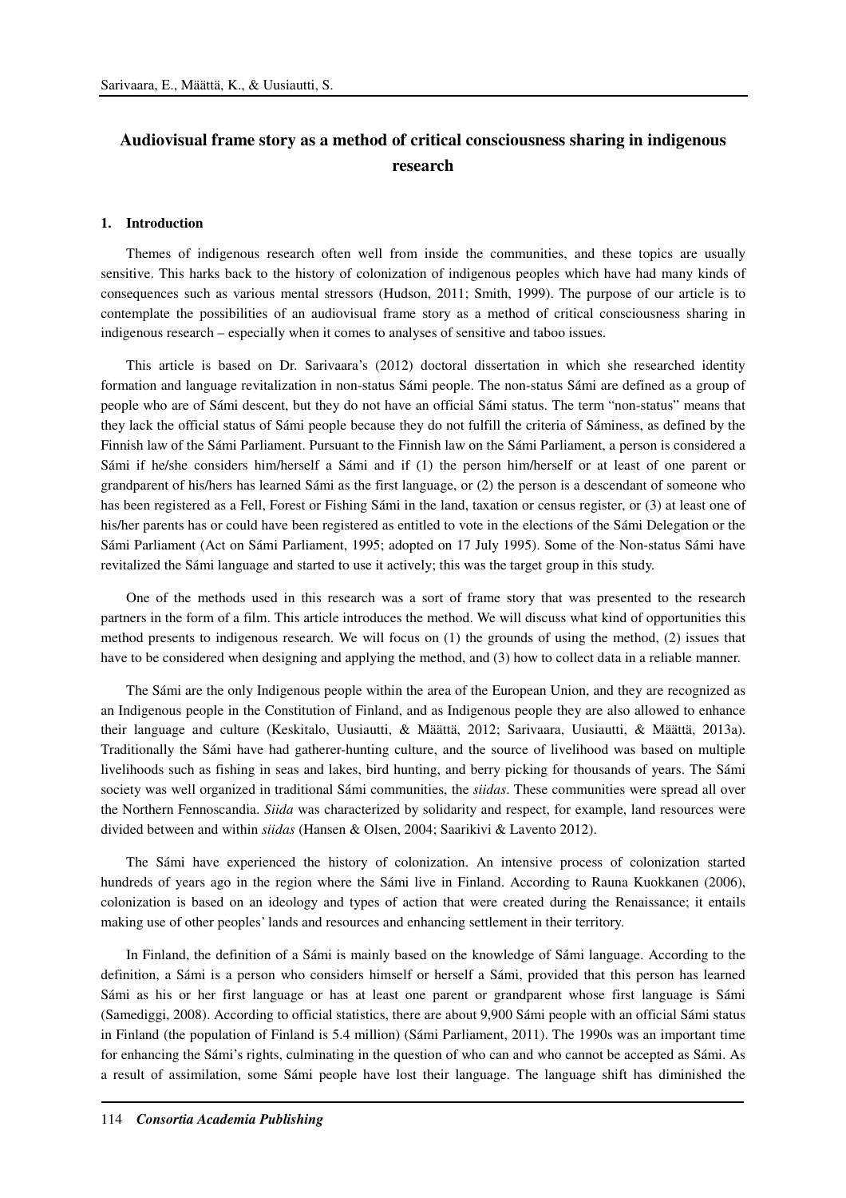# Audiovisual frame story as a method of critical consciousness sharing in indigenous research

## 1. Introduction

Themes of indigenous research often well from inside the communities, and these topics are usually sensitive. This harks back to the history of colonization of indigenous peoples which have had many kinds of consequences such as various mental stressors (Hudson, 2011; Smith, 1999). The purpose of our article is to contemplate the possibilities of an audiovisual frame story as a method of critical consciousness sharing in indigenous research – especially when it comes to analyses of sensitive and taboo issues.

This article is based on Dr. Sarivaara's (2012) doctoral dissertation in which she researched identity formation and language revitalization in non-status Sámi people. The non-status Sámi are defined as a group of people who are of Sámi descent, but they do not have an official Sámi status. The term "non-status" means that they lack the official status of Sámi people because they do not fulfill the criteria of Sáminess, as defined by the Finnish law of the Sámi Parliament. Pursuant to the Finnish law on the Sámi Parliament, a person is considered a Sámi if he/she considers him/herself a Sámi and if (1) the person him/herself or at least of one parent or grandparent of his/hers has learned Sámi as the first language, or (2) the person is a descendant of someone who has been registered as a Fell, Forest or Fishing Sámi in the land, taxation or census register, or (3) at least one of his/her parents has or could have been registered as entitled to vote in the elections of the Sámi Delegation or the Sámi Parliament (Act on Sámi Parliament, 1995; adopted on 17 July 1995). Some of the Non-status Sámi have revitalized the Sámi language and started to use it actively; this was the target group in this study.

One of the methods used in this research was a sort of frame story that was presented to the research partners in the form of a film. This article introduces the method. We will discuss what kind of opportunities this method presents to indigenous research. We will focus on (1) the grounds of using the method, (2) issues that have to be considered when designing and applying the method, and (3) how to collect data in a reliable manner.

The Sámi are the only Indigenous people within the area of the European Union, and they are recognized as an Indigenous people in the Constitution of Finland, and as Indigenous people they are also allowed to enhance their language and culture (Keskitalo, Uusiautti, & Määttä, 2012; Sarivaara, Uusiautti, & Määttä, 2013a). Traditionally the Sámi have had gatherer-hunting culture, and the source of livelihood was based on multiple livelihoods such as fishing in seas and lakes, bird hunting, and berry picking for thousands of years. The Sámi society was well organized in traditional Sámi communities, the *siida*. These communities were spread all over the Northern Fennoscandia. *Siida* was characterized by solidarity and respect, for example, land resources were divided between and within *siidas* (Hansen & Olsen, 2004; Saarikivi & Lavento 2012).

The Sámi have experienced the history of colonization. An intensive process of colonization started hundreds of years ago in the region where the Sámi live in Finland. According to Rauna Kuokkanen (2006), colonization is based on an ideology and types of action that were created during the Renaissance; it entails making use of other peoples' lands and resources and enhancing settlement in their territory.

In Finland, the definition of a Sámi is mainly based on the knowledge of Sámi language. According to the definition, a Sámi is a person who considers himself or herself a Sámi, provided that this person has learned Sámi as his or her first language or has at least one parent or grandparent whose first language is Sámi (Samediggi, 2008). According to official statistics, there are about 9,900 Sámi people with an official Sámi status in Finland (the population of Finland is 5.4 million) (Sámi Parliament, 2011). The 1990s was an important time for enhancing the Sámi's rights, culminating in the question of who can and who cannot be accepted as Sámi. As a result of assimilation, some Sámi people have lost their language. The language shift has diminished the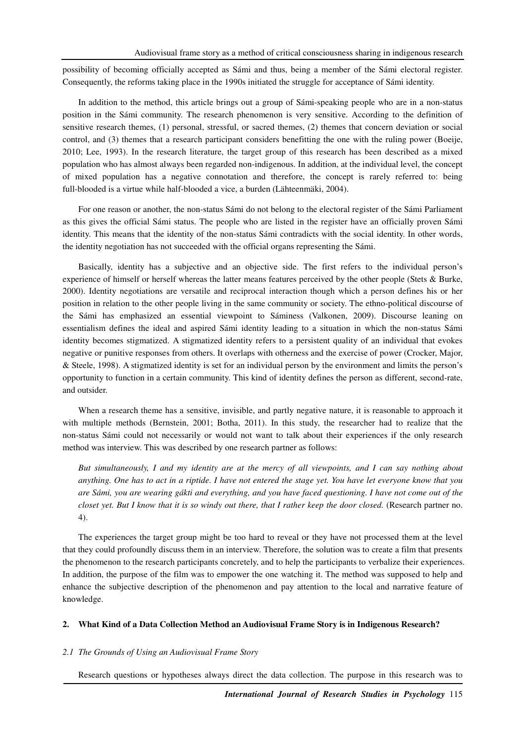possibility of becoming officially accepted as Sámi and thus, being a member of the Sámi electoral register. Consequently, the reforms taking place in the 1990s initiated the struggle for acceptance of Sámi identity.

In addition to the method, this article brings out a group of Sámi-speaking people who are in a non-status position in the Sámi community. The research phenomenon is very sensitive. According to the definition of sensitive research themes, (1) personal, stressful, or sacred themes, (2) themes that concern deviation or social control, and (3) themes that a research participant considers benefitting the one with the ruling power (Boeije, 2010; Lee, 1993). In the research literature, the target group of this research has been described as a mixed population who has almost always been regarded non-indigenous. In addition, at the individual level, the concept of mixed population has a negative connotation and therefore, the concept is rarely referred to: being full-blooded is a virtue while half-blooded a vice, a burden (Lähteenmäki, 2004).

For one reason or another, the non-status Sámi do not belong to the electoral register of the Sámi Parliament as this gives the official Sámi status. The people who are listed in the register have an officially proven Sámi identity. This means that the identity of the non-status Sámi contradicts with the social identity. In other words, the identity negotiation has not succeeded with the official organs representing the Sámi.

Basically, identity has a subjective and an objective side. The first refers to the individual person's experience of himself or herself whereas the latter means features perceived by the other people (Stets & Burke, 2000). Identity negotiations are versatile and reciprocal interaction though which a person defines his or her position in relation to the other people living in the same community or society. The ethno-political discourse of the Sámi has emphasized an essential viewpoint to Sáminess (Valkonen, 2009). Discourse leaning on essentialism defines the ideal and aspired Sámi identity leading to a situation in which the non-status Sámi identity becomes stigmatized. A stigmatized identity refers to a persistent quality of an individual that evokes negative or punitive responses from others. It overlaps with otherness and the exercise of power (Crocker, Major, & Steele, 1998). A stigmatized identity is set for an individual person by the environment and limits the person's opportunity to function in a certain community. This kind of identity defines the person as different, second-rate, and outsider.

When a research theme has a sensitive, invisible, and partly negative nature, it is reasonable to approach it with multiple methods (Bernstein, 2001; Botha, 2011). In this study, the researcher had to realize that the non-status Sámi could not necessarily or would not want to talk about their experiences if the only research method was interview. This was described by one research partner as follows:

*But simultaneously, I and my identity are at the mercy of all viewpoints, and I can say nothing about anything. One has to act in a riptide. I have not entered the stage yet. You have let everyone know that you are Sámi, you are wearing gákti and everything, and you have faced questioning. I have not come out of the closet yet. But I know that it is so windy out there, that I rather keep the door closed.* (Research partner no. 4).

The experiences the target group might be too hard to reveal or they have not processed them at the level that they could profoundly discuss them in an interview. Therefore, the solution was to create a film that presents the phenomenon to the research participants concretely, and to help the participants to verbalize their experiences. In addition, the purpose of the film was to empower the one watching it. The method was supposed to help and enhance the subjective description of the phenomenon and pay attention to the local and narrative feature of knowledge.

## 2. What Kind of a Data Collection Method an Audiovisual Frame Story is in Indigenous Research?

### *2.1 The Grounds of Using an Audiovisual Frame Story*

Research questions or hypotheses always direct the data collection. The purpose in this research was to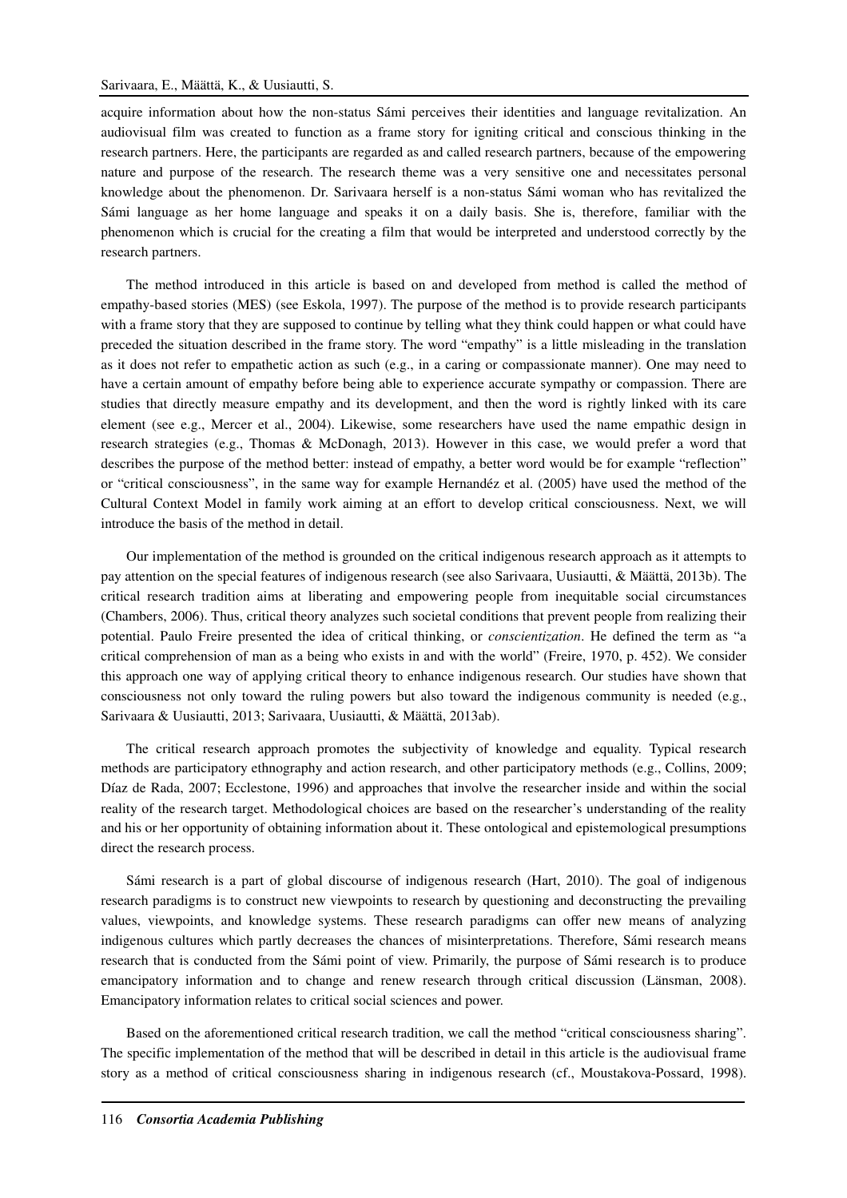acquire information about how the non-status Sámi perceives their identities and language revitalization. An audiovisual film was created to function as a frame story for igniting critical and conscious thinking in the research partners. Here, the participants are regarded as and called research partners, because of the empowering nature and purpose of the research. The research theme was a very sensitive one and necessitates personal knowledge about the phenomenon. Dr. Sarivaara herself is a non-status Sámi woman who has revitalized the Sámi language as her home language and speaks it on a daily basis. She is, therefore, familiar with the phenomenon which is crucial for the creating a film that would be interpreted and understood correctly by the research partners.

The method introduced in this article is based on and developed from method is called the method of empathy-based stories (MES) (see Eskola, 1997). The purpose of the method is to provide research participants with a frame story that they are supposed to continue by telling what they think could happen or what could have preceded the situation described in the frame story. The word "empathy" is a little misleading in the translation as it does not refer to empathetic action as such (e.g., in a caring or compassionate manner). One may need to have a certain amount of empathy before being able to experience accurate sympathy or compassion. There are studies that directly measure empathy and its development, and then the word is rightly linked with its care element (see e.g., Mercer et al., 2004). Likewise, some researchers have used the name empathic design in research strategies (e.g., Thomas & McDonagh, 2013). However in this case, we would prefer a word that describes the purpose of the method better: instead of empathy, a better word would be for example "reflection" or "critical consciousness", in the same way for example Hernandéz et al. (2005) have used the method of the Cultural Context Model in family work aiming at an effort to develop critical consciousness. Next, we will introduce the basis of the method in detail.

Our implementation of the method is grounded on the critical indigenous research approach as it attempts to pay attention on the special features of indigenous research (see also Sarivaara, Uusiautti, & Määttä, 2013b). The critical research tradition aims at liberating and empowering people from inequitable social circumstances (Chambers, 2006). Thus, critical theory analyzes such societal conditions that prevent people from realizing their potential. Paulo Freire presented the idea of critical thinking, or *conscientization*. He defined the term as "a critical comprehension of man as a being who exists in and with the world" (Freire, 1970, p. 452). We consider this approach one way of applying critical theory to enhance indigenous research. Our studies have shown that consciousness not only toward the ruling powers but also toward the indigenous community is needed (e.g., Sarivaara & Uusiautti, 2013; Sarivaara, Uusiautti, & Määttä, 2013ab).

The critical research approach promotes the subjectivity of knowledge and equality. Typical research methods are participatory ethnography and action research, and other participatory methods (e.g., Collins, 2009; Díaz de Rada, 2007; Ecclestone, 1996) and approaches that involve the researcher inside and within the social reality of the research target. Methodological choices are based on the researcher's understanding of the reality and his or her opportunity of obtaining information about it. These ontological and epistemological presumptions direct the research process.

Sámi research is a part of global discourse of indigenous research (Hart, 2010). The goal of indigenous research paradigms is to construct new viewpoints to research by questioning and deconstructing the prevailing values, viewpoints, and knowledge systems. These research paradigms can offer new means of analyzing indigenous cultures which partly decreases the chances of misinterpretations. Therefore, Sámi research means research that is conducted from the Sámi point of view. Primarily, the purpose of Sámi research is to produce emancipatory information and to change and renew research through critical discussion (Länsman, 2008). Emancipatory information relates to critical social sciences and power.

Based on the aforementioned critical research tradition, we call the method "critical consciousness sharing". The specific implementation of the method that will be described in detail in this article is the audiovisual frame story as a method of critical consciousness sharing in indigenous research (cf., Moustakova-Possard, 1998).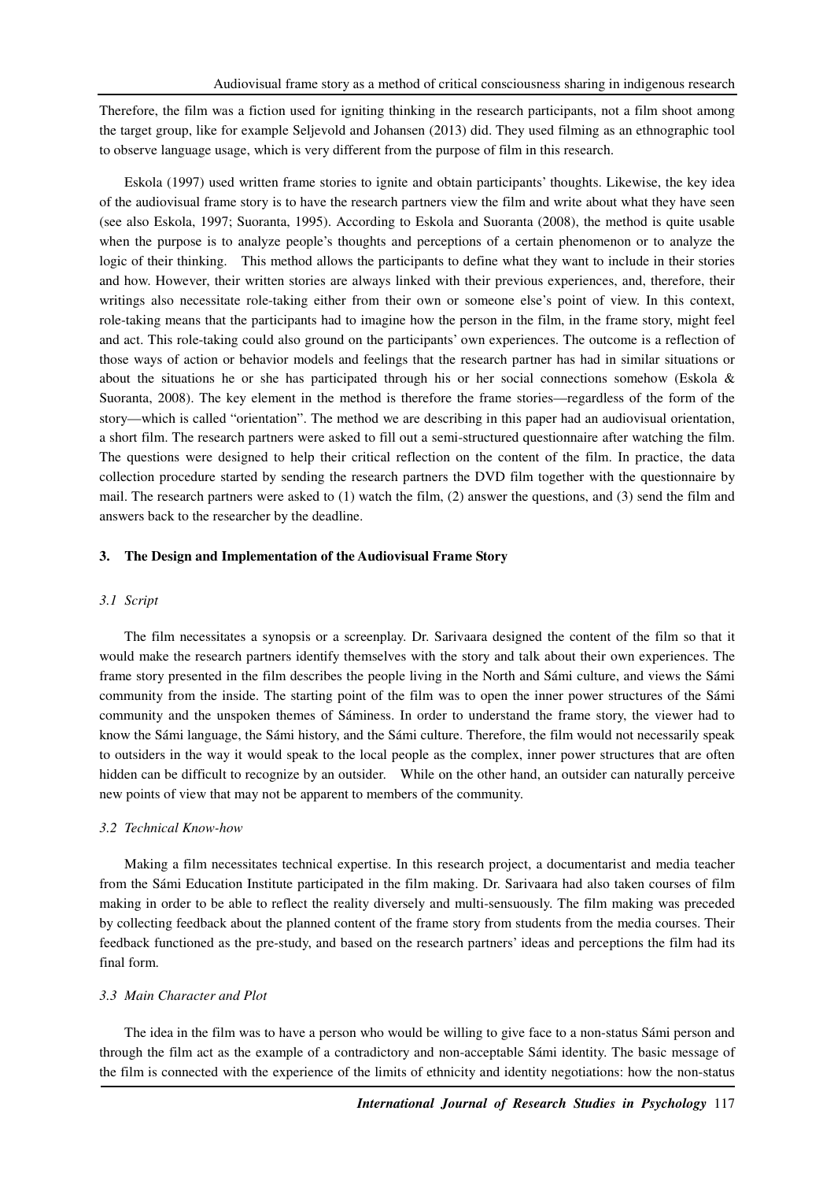Therefore, the film was a fiction used for igniting thinking in the research participants, not a film shoot among the target group, like for example Seljevold and Johansen (2013) did. They used filming as an ethnographic tool to observe language usage, which is very different from the purpose of film in this research.

Eskola (1997) used written frame stories to ignite and obtain participants' thoughts. Likewise, the key idea of the audiovisual frame story is to have the research partners view the film and write about what they have seen (see also Eskola, 1997; Suoranta, 1995). According to Eskola and Suoranta (2008), the method is quite usable when the purpose is to analyze people's thoughts and perceptions of a certain phenomenon or to analyze the logic of their thinking. This method allows the participants to define what they want to include in their stories and how. However, their written stories are always linked with their previous experiences, and, therefore, their writings also necessitate role-taking either from their own or someone else's point of view. In this context, role-taking means that the participants had to imagine how the person in the film, in the frame story, might feel and act. This role-taking could also ground on the participants' own experiences. The outcome is a reflection of those ways of action or behavior models and feelings that the research partner has had in similar situations or about the situations he or she has participated through his or her social connections somehow (Eskola & Suoranta, 2008). The key element in the method is therefore the frame stories—regardless of the form of the story—which is called "orientation". The method we are describing in this paper had an audiovisual orientation, a short film. The research partners were asked to fill out a semi-structured questionnaire after watching the film. The questions were designed to help their critical reflection on the content of the film. In practice, the data collection procedure started by sending the research partners the DVD film together with the questionnaire by mail. The research partners were asked to (1) watch the film, (2) answer the questions, and (3) send the film and answers back to the researcher by the deadline.

## 3. The Design and Implementation of the Audiovisual Frame Story

### *3.1 Script*

The film necessitates a synopsis or a screenplay. Dr. Sarivaara designed the content of the film so that it would make the research partners identify themselves with the story and talk about their own experiences. The frame story presented in the film describes the people living in the North and Sámi culture, and views the Sámi community from the inside. The starting point of the film was to open the inner power structures of the Sámi community and the unspoken themes of Sáminess. In order to understand the frame story, the viewer had to know the Sámi language, the Sámi history, and the Sámi culture. Therefore, the film would not necessarily speak to outsiders in the way it would speak to the local people as the complex, inner power structures that are often hidden can be difficult to recognize by an outsider. While on the other hand, an outsider can naturally perceive new points of view that may not be apparent to members of the community.

### *3.2 Technical Know-how*

Making a film necessitates technical expertise. In this research project, a documentarist and media teacher from the Sámi Education Institute participated in the film making. Dr. Sarivaara had also taken courses of film making in order to be able to reflect the reality diversely and multi-sensuously. The film making was preceded by collecting feedback about the planned content of the frame story from students from the media courses. Their feedback functioned as the pre-study, and based on the research partners' ideas and perceptions the film had its final form.

### *3.3 Main Character and Plot*

The idea in the film was to have a person who would be willing to give face to a non-status Sámi person and through the film act as the example of a contradictory and non-acceptable Sámi identity. The basic message of the film is connected with the experience of the limits of ethnicity and identity negotiations: how the non-status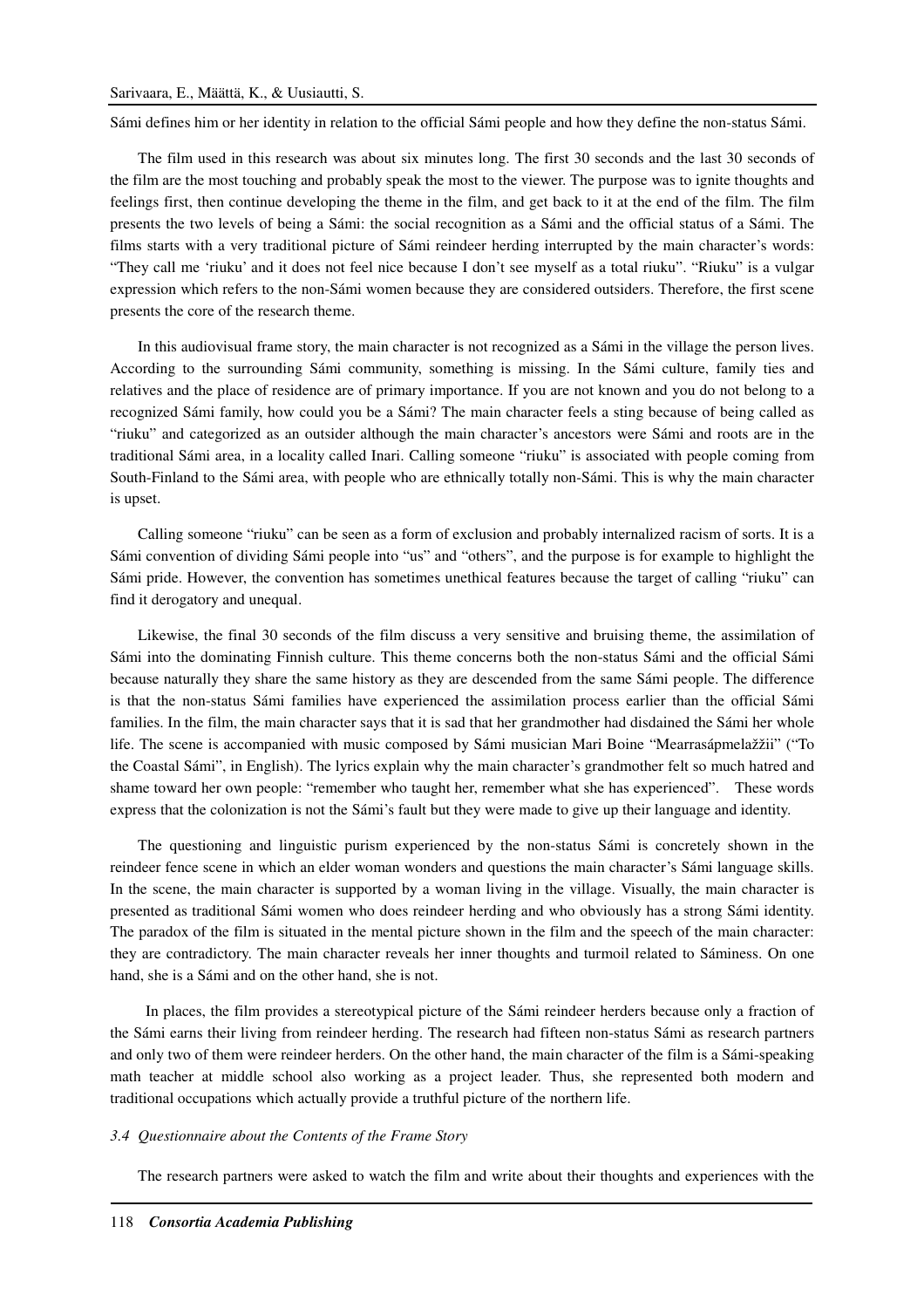Sámi defines him or her identity in relation to the official Sámi people and how they define the non-status Sámi.

The film used in this research was about six minutes long. The first 30 seconds and the last 30 seconds of the film are the most touching and probably speak the most to the viewer. The purpose was to ignite thoughts and feelings first, then continue developing the theme in the film, and get back to it at the end of the film. The film presents the two levels of being a Sámi: the social recognition as a Sámi and the official status of a Sámi. The films starts with a very traditional picture of Sámi reindeer herding interrupted by the main character's words: "They call me 'riuku' and it does not feel nice because I don't see myself as a total riuku". "Riuku" is a vulgar expression which refers to the non-Sámi women because they are considered outsiders. Therefore, the first scene presents the core of the research theme.

In this audiovisual frame story, the main character is not recognized as a Sámi in the village the person lives. According to the surrounding Sámi community, something is missing. In the Sámi culture, family ties and relatives and the place of residence are of primary importance. If you are not known and you do not belong to a recognized Sámi family, how could you be a Sámi? The main character feels a sting because of being called as "riuku" and categorized as an outsider although the main character's ancestors were Sámi and roots are in the traditional Sámi area, in a locality called Inari. Calling someone "riuku" is associated with people coming from South-Finland to the Sámi area, with people who are ethnically totally non-Sámi. This is why the main character is upset.

Calling someone "riuku" can be seen as a form of exclusion and probably internalized racism of sorts. It is a Sámi convention of dividing Sámi people into "us" and "others", and the purpose is for example to highlight the Sámi pride. However, the convention has sometimes unethical features because the target of calling "riuku" can find it derogatory and unequal.

Likewise, the final 30 seconds of the film discuss a very sensitive and bruising theme, the assimilation of Sámi into the dominating Finnish culture. This theme concerns both the non-status Sámi and the official Sámi because naturally they share the same history as they are descended from the same Sámi people. The difference is that the non-status Sámi families have experienced the assimilation process earlier than the official Sámi families. In the film, the main character says that it is sad that her grandmother had disdained the Sámi her whole life. The scene is accompanied with music composed by Sámi musician Mari Boine "Mearrasápmelažžii" ("To the Coastal Sámi", in English). The lyrics explain why the main character's grandmother felt so much hatred and shame toward her own people: "remember who taught her, remember what she has experienced". These words express that the colonization is not the Sámi's fault but they were made to give up their language and identity.

The questioning and linguistic purism experienced by the non-status Sámi is concretely shown in the reindeer fence scene in which an elder woman wonders and questions the main character's Sámi language skills. In the scene, the main character is supported by a woman living in the village. Visually, the main character is presented as traditional Sámi women who does reindeer herding and who obviously has a strong Sámi identity. The paradox of the film is situated in the mental picture shown in the film and the speech of the main character: they are contradictory. The main character reveals her inner thoughts and turmoil related to Sáminess. On one hand, she is a Sámi and on the other hand, she is not.

In places, the film provides a stereotypical picture of the Sámi reindeer herders because only a fraction of the Sámi earns their living from reindeer herding. The research had fifteen non-status Sámi as research partners and only two of them were reindeer herders. On the other hand, the main character of the film is a Sámi-speaking math teacher at middle school also working as a project leader. Thus, she represented both modern and traditional occupations which actually provide a truthful picture of the northern life.

### *3.4 Questionnaire about the Contents of the Frame Story*

The research partners were asked to watch the film and write about their thoughts and experiences with the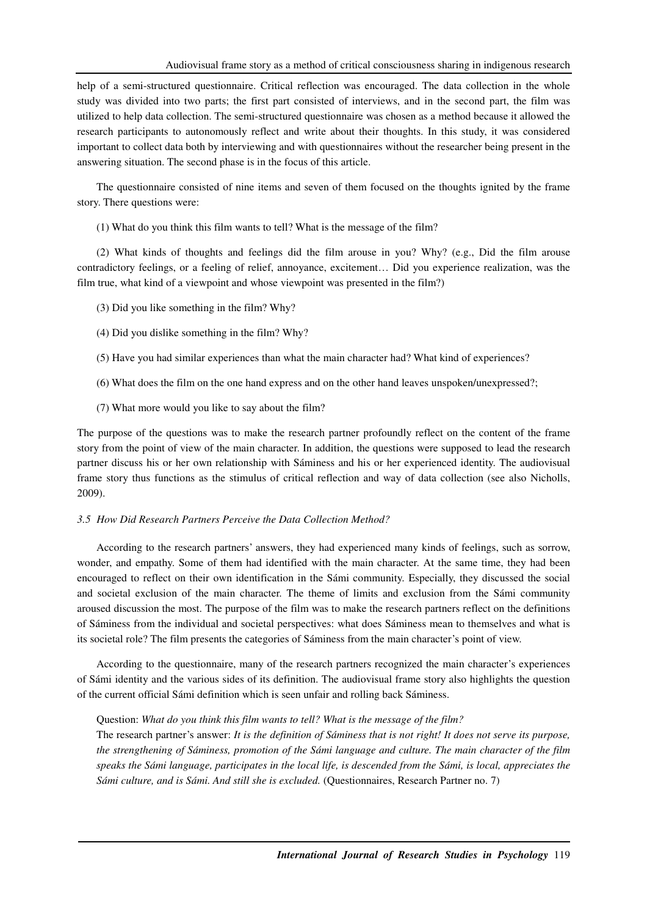help of a semi-structured questionnaire. Critical reflection was encouraged. The data collection in the whole study was divided into two parts; the first part consisted of interviews, and in the second part, the film was utilized to help data collection. The semi-structured questionnaire was chosen as a method because it allowed the research participants to autonomously reflect and write about their thoughts. In this study, it was considered important to collect data both by interviewing and with questionnaires without the researcher being present in the answering situation. The second phase is in the focus of this article.

The questionnaire consisted of nine items and seven of them focused on the thoughts ignited by the frame story. There questions were:

(1) What do you think this film wants to tell? What is the message of the film?

(2) What kinds of thoughts and feelings did the film arouse in you? Why? (e.g., Did the film arouse contradictory feelings, or a feeling of relief, annoyance, excitement… Did you experience realization, was the film true, what kind of a viewpoint and whose viewpoint was presented in the film?)

(3) Did you like something in the film? Why?

(4) Did you dislike something in the film? Why?

(5) Have you had similar experiences than what the main character had? What kind of experiences?

(6) What does the film on the one hand express and on the other hand leaves unspoken/unexpressed?;

(7) What more would you like to say about the film?

The purpose of the questions was to make the research partner profoundly reflect on the content of the frame story from the point of view of the main character. In addition, the questions were supposed to lead the research partner discuss his or her own relationship with Sáminess and his or her experienced identity. The audiovisual frame story thus functions as the stimulus of critical reflection and way of data collection (see also Nicholls, 2009).

### *3.5 How Did Research Partners Perceive the Data Collection Method?*

According to the research partners' answers, they had experienced many kinds of feelings, such as sorrow, wonder, and empathy. Some of them had identified with the main character. At the same time, they had been encouraged to reflect on their own identification in the Sámi community. Especially, they discussed the social and societal exclusion of the main character. The theme of limits and exclusion from the Sámi community aroused discussion the most. The purpose of the film was to make the research partners reflect on the definitions of Sáminess from the individual and societal perspectives: what does Sáminess mean to themselves and what is its societal role? The film presents the categories of Sáminess from the main character's point of view.

According to the questionnaire, many of the research partners recognized the main character's experiences of Sámi identity and the various sides of its definition. The audiovisual frame story also highlights the question of the current official Sámi definition which is seen unfair and rolling back Sáminess.

> Question: *What do you think this film wants to tell? What is the message of the film?*
> The research partner's answer: *It is the definition of Sáminess that is not right! It does not serve its purpose, the strengthening of Sáminess, promotion of the Sámi language and culture. The main character of the film speaks the Sámi language, participates in the local life, is descended from the Sámi, is local, appreciates the Sámi culture, and is Sámi. And still she is excluded.* (Questionnaires, Research Partner no. 7)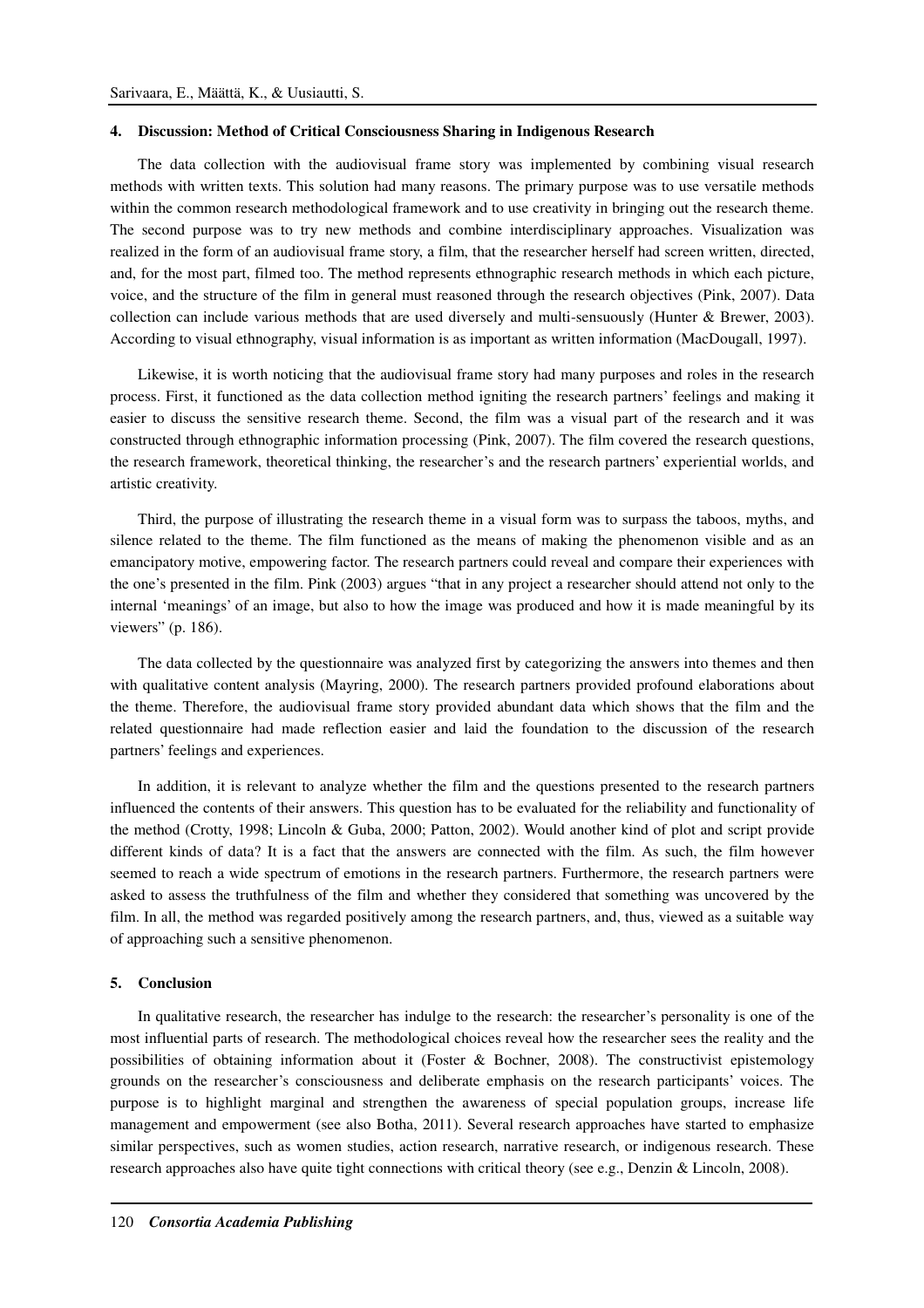## 4. Discussion: Method of Critical Consciousness Sharing in Indigenous Research

The data collection with the audiovisual frame story was implemented by combining visual research methods with written texts. This solution had many reasons. The primary purpose was to use versatile methods within the common research methodological framework and to use creativity in bringing out the research theme. The second purpose was to try new methods and combine interdisciplinary approaches. Visualization was realized in the form of an audiovisual frame story, a film, that the researcher herself had screen written, directed, and, for the most part, filmed too. The method represents ethnographic research methods in which each picture, voice, and the structure of the film in general must reasoned through the research objectives (Pink, 2007). Data collection can include various methods that are used diversely and multi-sensuously (Hunter & Brewer, 2003). According to visual ethnography, visual information is as important as written information (MacDougall, 1997).

Likewise, it is worth noticing that the audiovisual frame story had many purposes and roles in the research process. First, it functioned as the data collection method igniting the research partners' feelings and making it easier to discuss the sensitive research theme. Second, the film was a visual part of the research and it was constructed through ethnographic information processing (Pink, 2007). The film covered the research questions, the research framework, theoretical thinking, the researcher's and the research partners' experiential worlds, and artistic creativity.

Third, the purpose of illustrating the research theme in a visual form was to surpass the taboos, myths, and silence related to the theme. The film functioned as the means of making the phenomenon visible and as an emancipatory motive, empowering factor. The research partners could reveal and compare their experiences with the one's presented in the film. Pink (2003) argues "that in any project a researcher should attend not only to the internal 'meanings' of an image, but also to how the image was produced and how it is made meaningful by its viewers" (p. 186).

The data collected by the questionnaire was analyzed first by categorizing the answers into themes and then with qualitative content analysis (Mayring, 2000). The research partners provided profound elaborations about the theme. Therefore, the audiovisual frame story provided abundant data which shows that the film and the related questionnaire had made reflection easier and laid the foundation to the discussion of the research partners' feelings and experiences.

In addition, it is relevant to analyze whether the film and the questions presented to the research partners influenced the contents of their answers. This question has to be evaluated for the reliability and functionality of the method (Crotty, 1998; Lincoln & Guba, 2000; Patton, 2002). Would another kind of plot and script provide different kinds of data? It is a fact that the answers are connected with the film. As such, the film however seemed to reach a wide spectrum of emotions in the research partners. Furthermore, the research partners were asked to assess the truthfulness of the film and whether they considered that something was uncovered by the film. In all, the method was regarded positively among the research partners, and, thus, viewed as a suitable way of approaching such a sensitive phenomenon.

## 5. Conclusion

In qualitative research, the researcher has indulge to the research: the researcher's personality is one of the most influential parts of research. The methodological choices reveal how the researcher sees the reality and the possibilities of obtaining information about it (Foster & Bochner, 2008). The constructivist epistemology grounds on the researcher's consciousness and deliberate emphasis on the research participants' voices. The purpose is to highlight marginal and strengthen the awareness of special population groups, increase life management and empowerment (see also Botha, 2011). Several research approaches have started to emphasize similar perspectives, such as women studies, action research, narrative research, or indigenous research. These research approaches also have quite tight connections with critical theory (see e.g., Denzin & Lincoln, 2008).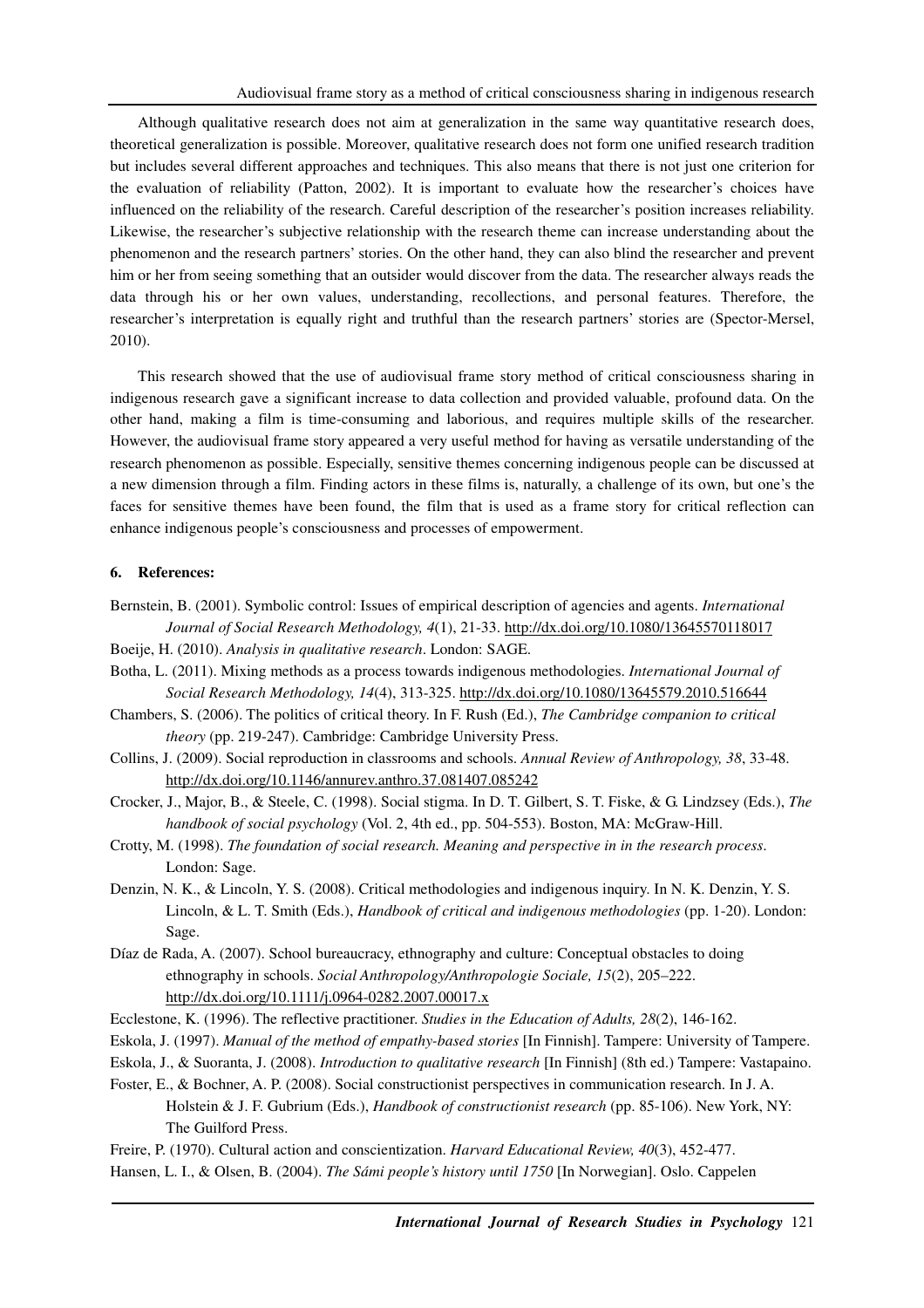Although qualitative research does not aim at generalization in the same way quantitative research does, theoretical generalization is possible. Moreover, qualitative research does not form one unified research tradition but includes several different approaches and techniques. This also means that there is not just one criterion for the evaluation of reliability (Patton, 2002). It is important to evaluate how the researcher's choices have influenced on the reliability of the research. Careful description of the researcher's position increases reliability. Likewise, the researcher's subjective relationship with the research theme can increase understanding about the phenomenon and the research partners' stories. On the other hand, they can also blind the researcher and prevent him or her from seeing something that an outsider would discover from the data. The researcher always reads the data through his or her own values, understanding, recollections, and personal features. Therefore, the researcher's interpretation is equally right and truthful than the research partners' stories are (Spector-Mersel, 2010).

This research showed that the use of audiovisual frame story method of critical consciousness sharing in indigenous research gave a significant increase to data collection and provided valuable, profound data. On the other hand, making a film is time-consuming and laborious, and requires multiple skills of the researcher. However, the audiovisual frame story appeared a very useful method for having as versatile understanding of the research phenomenon as possible. Especially, sensitive themes concerning indigenous people can be discussed at a new dimension through a film. Finding actors in these films is, naturally, a challenge of its own, but one's the faces for sensitive themes have been found, the film that is used as a frame story for critical reflection can enhance indigenous people's consciousness and processes of empowerment.

## 6. References:

Bernstein, B. (2001). Symbolic control: Issues of empirical description of agencies and agents. *International Journal of Social Research Methodology, 4*(1), 21-33. http://dx.doi.org/10.1080/13645570118017

Boeije, H. (2010). *Analysis in qualitative research*. London: SAGE.

Botha, L. (2011). Mixing methods as a process towards indigenous methodologies. *International Journal of Social Research Methodology, 14*(4), 313-325. http://dx.doi.org/10.1080/13645579.2010.516644

Chambers, S. (2006). The politics of critical theory. In F. Rush (Ed.), *The Cambridge companion to critical theory* (pp. 219-247). Cambridge: Cambridge University Press.

Collins, J. (2009). Social reproduction in classrooms and schools. *Annual Review of Anthropology, 38*, 33-48. http://dx.doi.org/10.1146/annurev.anthro.37.081407.085242

Crocker, J., Major, B., & Steele, C. (1998). Social stigma. In D. T. Gilbert, S. T. Fiske, & G. Lindzsey (Eds.), *The handbook of social psychology* (Vol. 2, 4th ed., pp. 504-553). Boston, MA: McGraw-Hill.

Crotty, M. (1998). *The foundation of social research. Meaning and perspective in in the research process*. London: Sage.

Denzin, N. K., & Lincoln, Y. S. (2008). Critical methodologies and indigenous inquiry. In N. K. Denzin, Y. S. Lincoln, & L. T. Smith (Eds.), *Handbook of critical and indigenous methodologies* (pp. 1-20). London: Sage.

Díaz de Rada, A. (2007). School bureaucracy, ethnography and culture: Conceptual obstacles to doing ethnography in schools. *Social Anthropology/Anthropologie Sociale, 15*(2), 205–222. http://dx.doi.org/10.1111/j.0964-0282.2007.00017.x

Ecclestone, K. (1996). The reflective practitioner. *Studies in the Education of Adults, 28*(2), 146-162.

Eskola, J. (1997). *Manual of the method of empathy-based stories* [In Finnish]. Tampere: University of Tampere.

Eskola, J., & Suoranta, J. (2008). *Introduction to qualitative research* [In Finnish] (8th ed.) Tampere: Vastapaino.

Foster, E., & Bochner, A. P. (2008). Social constructionist perspectives in communication research. In J. A. Holstein & J. F. Gubrium (Eds.), *Handbook of constructionist research* (pp. 85-106). New York, NY: The Guilford Press.

Freire, P. (1970). Cultural action and conscientization. *Harvard Educational Review, 40*(3), 452-477.

Hansen, L. I., & Olsen, B. (2004). *The Sámi people's history until 1750* [In Norwegian]. Oslo. Cappelen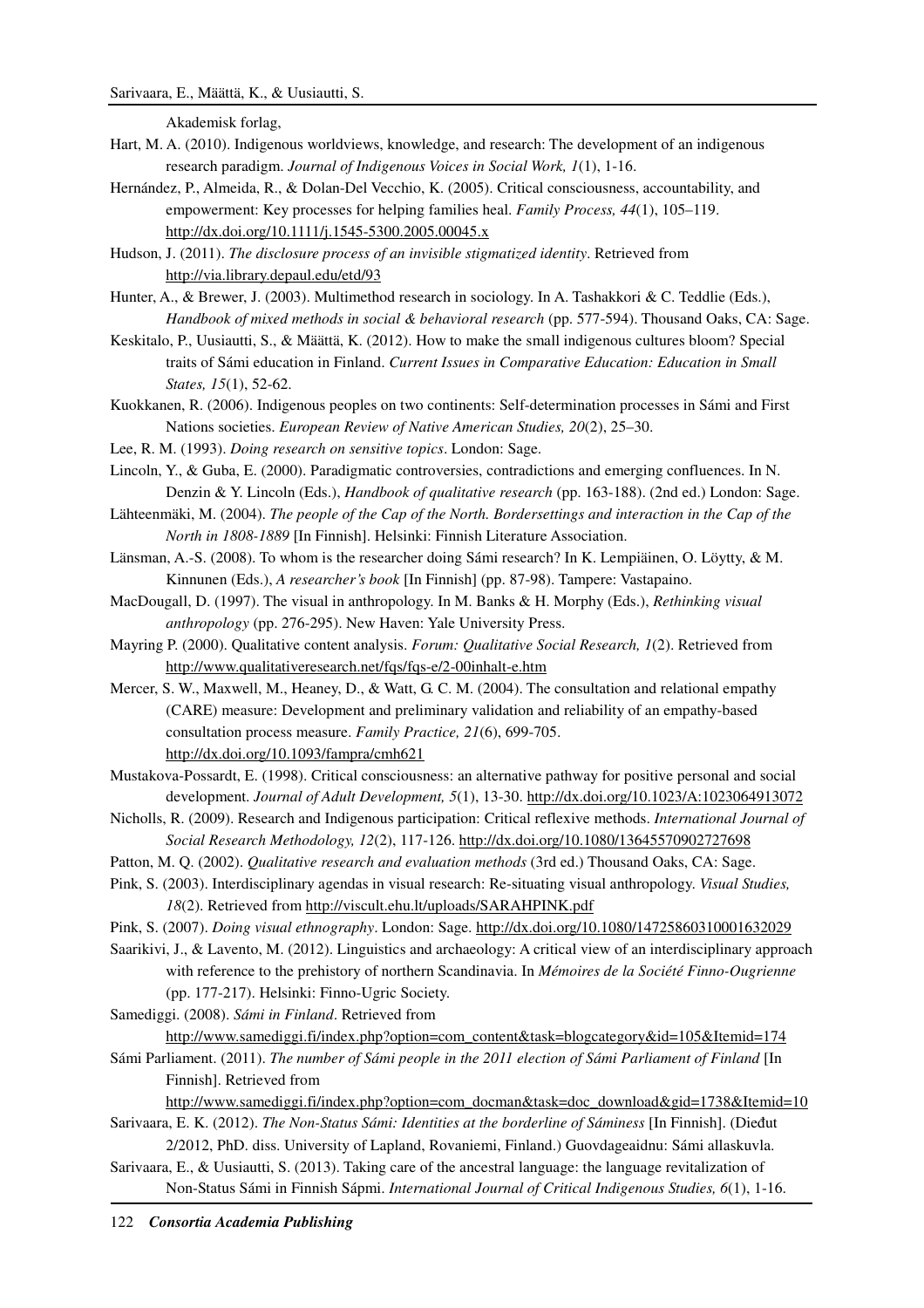Akademisk forlag,

Hart, M. A. (2010). Indigenous worldviews, knowledge, and research: The development of an indigenous research paradigm. *Journal of Indigenous Voices in Social Work, 1*(1), 1-16.

Hernández, P., Almeida, R., & Dolan-Del Vecchio, K. (2005). Critical consciousness, accountability, and empowerment: Key processes for helping families heal. *Family Process, 44*(1), 105–119. http://dx.doi.org/10.1111/j.1545-5300.2005.00045.x

Hudson, J. (2011). *The disclosure process of an invisible stigmatized identity*. Retrieved from http://via.library.depaul.edu/etd/93

Hunter, A., & Brewer, J. (2003). Multimethod research in sociology. In A. Tashakkori & C. Teddlie (Eds.), *Handbook of mixed methods in social & behavioral research* (pp. 577-594). Thousand Oaks, CA: Sage.

Keskitalo, P., Uusiautti, S., & Määttä, K. (2012). How to make the small indigenous cultures bloom? Special traits of Sámi education in Finland. *Current Issues in Comparative Education: Education in Small States, 15*(1), 52-62.

Kuokkanen, R. (2006). Indigenous peoples on two continents: Self-determination processes in Sámi and First Nations societies. *European Review of Native American Studies, 20*(2), 25–30.

Lee, R. M. (1993). *Doing research on sensitive topics*. London: Sage.

Lincoln, Y., & Guba, E. (2000). Paradigmatic controversies, contradictions and emerging confluences. In N. Denzin & Y. Lincoln (Eds.), *Handbook of qualitative research* (pp. 163-188). (2nd ed.) London: Sage.

Lähteenmäki, M. (2004). *The people of the Cap of the North. Bordersettings and interaction in the Cap of the North in 1808-1889* [In Finnish]. Helsinki: Finnish Literature Association.

Länsman, A.-S. (2008). To whom is the researcher doing Sámi research? In K. Lempiäinen, O. Löytty, & M. Kinnunen (Eds.), *A researcher's book* [In Finnish] (pp. 87-98). Tampere: Vastapaino.

MacDougall, D. (1997). The visual in anthropology. In M. Banks & H. Morphy (Eds.), *Rethinking visual anthropology* (pp. 276-295). New Haven: Yale University Press.

Mayring P. (2000). Qualitative content analysis. *Forum: Qualitative Social Research, 1*(2). Retrieved from http://www.qualitativeresearch.net/fqs/fqs-e/2-00inhalt-e.htm

Mercer, S. W., Maxwell, M., Heaney, D., & Watt, G. C. M. (2004). The consultation and relational empathy (CARE) measure: Development and preliminary validation and reliability of an empathy-based consultation process measure. *Family Practice, 21*(6), 699-705. http://dx.doi.org/10.1093/fampra/cmh621

Mustakova-Possardt, E. (1998). Critical consciousness: an alternative pathway for positive personal and social development. *Journal of Adult Development, 5*(1), 13-30. http://dx.doi.org/10.1023/A:1023064913072

Nicholls, R. (2009). Research and Indigenous participation: Critical reflexive methods. *International Journal of Social Research Methodology, 12*(2), 117-126. http://dx.doi.org/10.1080/13645570902727698

Patton, M. Q. (2002). *Qualitative research and evaluation methods* (3rd ed.) Thousand Oaks, CA: Sage.

Pink, S. (2003). Interdisciplinary agendas in visual research: Re-situating visual anthropology. *Visual Studies, 18*(2). Retrieved from http://viscult.ehu.lt/uploads/SARAHPINK.pdf

Pink, S. (2007). *Doing visual ethnography*. London: Sage. http://dx.doi.org/10.1080/14725860310001632029

Saarikivi, J., & Lavento, M. (2012). Linguistics and archaeology: A critical view of an interdisciplinary approach with reference to the prehistory of northern Scandinavia. In *Mémoires de la Société Finno-Ougrienne* (pp. 177-217). Helsinki: Finno-Ugric Society.

Samediggi. (2008). *Sámi in Finland*. Retrieved from http://www.samediggi.fi/index.php?option=com_content&task=blogcategory&id=105&Itemid=174

Sámi Parliament. (2011). *The number of Sámi people in the 2011 election of Sámi Parliament of Finland* [In Finnish]. Retrieved from http://www.samediggi.fi/index.php?option=com_docman&task=doc_download&gid=1738&Itemid=10

Sarivaara, E. K. (2012). *The Non-Status Sámi: Identities at the borderline of Sáminess* [In Finnish]. (Dieđut 2/2012, PhD. diss. University of Lapland, Rovaniemi, Finland.) Guovdageaidnu: Sámi allaskuvla.

Sarivaara, E., & Uusiautti, S. (2013). Taking care of the ancestral language: the language revitalization of Non-Status Sámi in Finnish Sápmi. *International Journal of Critical Indigenous Studies, 6*(1), 1-16.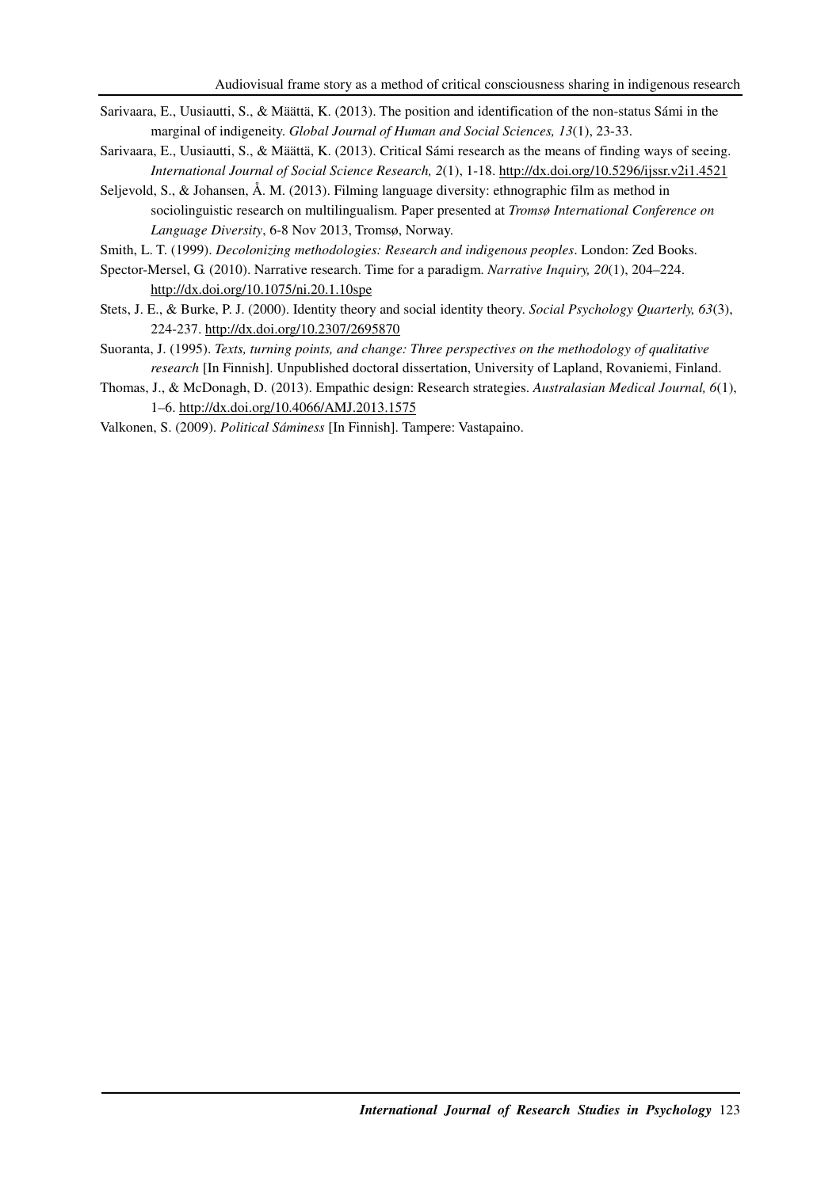Sarivaara, E., Uusiautti, S., & Määttä, K. (2013). The position and identification of the non-status Sámi in the marginal of indigeneity. *Global Journal of Human and Social Sciences, 13*(1), 23-33.

Sarivaara, E., Uusiautti, S., & Määttä, K. (2013). Critical Sámi research as the means of finding ways of seeing. *International Journal of Social Science Research, 2*(1), 1-18. http://dx.doi.org/10.5296/ijssr.v2i1.4521

Seljevold, S., & Johansen, Å. M. (2013). Filming language diversity: ethnographic film as method in sociolinguistic research on multilingualism. Paper presented at *Tromsø International Conference on Language Diversity*, 6-8 Nov 2013, Tromsø, Norway.

Smith, L. T. (1999). *Decolonizing methodologies: Research and indigenous peoples*. London: Zed Books.

Spector-Mersel, G. (2010). Narrative research. Time for a paradigm. *Narrative Inquiry, 20*(1), 204–224. http://dx.doi.org/10.1075/ni.20.1.10spe

Stets, J. E., & Burke, P. J. (2000). Identity theory and social identity theory. *Social Psychology Quarterly, 63*(3), 224-237. http://dx.doi.org/10.2307/2695870

Suoranta, J. (1995). *Texts, turning points, and change: Three perspectives on the methodology of qualitative research* [In Finnish]. Unpublished doctoral dissertation, University of Lapland, Rovaniemi, Finland.

Thomas, J., & McDonagh, D. (2013). Empathic design: Research strategies. *Australasian Medical Journal, 6*(1), 1–6. http://dx.doi.org/10.4066/AMJ.2013.1575

Valkonen, S. (2009). *Political Sáminess* [In Finnish]. Tampere: Vastapaino.